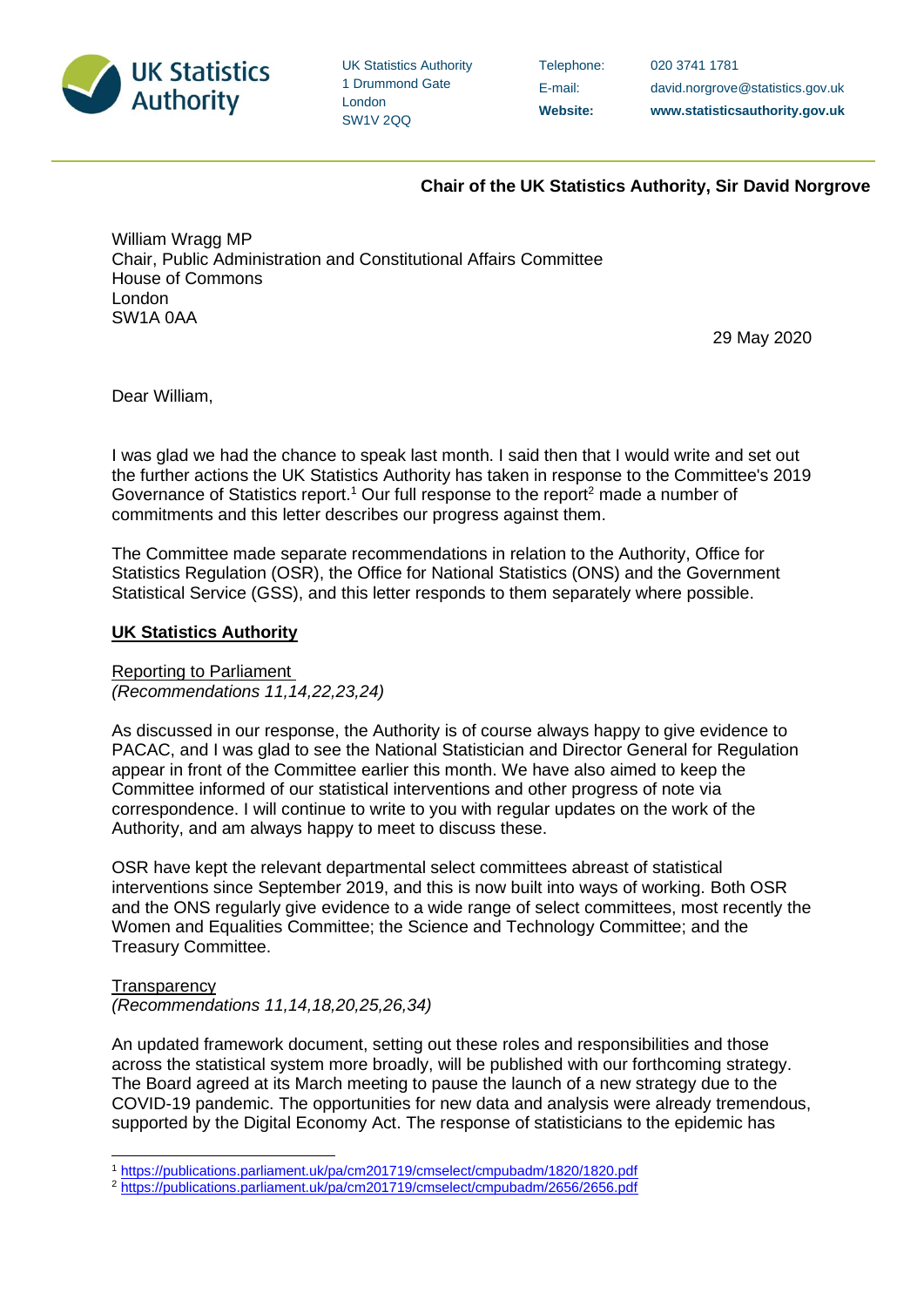UK Statistics Authority
1 Drummond Gate
London
SW1V 2QQ

Telephone: 020 3741 1781
E-mail: david.norgrove@statistics.gov.uk
**Website: www.statisticsauthority.gov.uk**

**Chair of the UK Statistics Authority, Sir David Norgrove**

William Wragg MP
Chair, Public Administration and Constitutional Affairs Committee
House of Commons
London
SW1A 0AA

29 May 2020

Dear William,

I was glad we had the chance to speak last month. I said then that I would write and set out the further actions the UK Statistics Authority has taken in response to the Committee's 2019 Governance of Statistics report.[1] Our full response to the report[2] made a number of commitments and this letter describes our progress against them.

The Committee made separate recommendations in relation to the Authority, Office for Statistics Regulation (OSR), the Office for National Statistics (ONS) and the Government Statistical Service (GSS), and this letter responds to them separately where possible.

**UK Statistics Authority**

Reporting to Parliament
*(Recommendations 11,14,22,23,24)*

As discussed in our response, the Authority is of course always happy to give evidence to PACAC, and I was glad to see the National Statistician and Director General for Regulation appear in front of the Committee earlier this month. We have also aimed to keep the Committee informed of our statistical interventions and other progress of note via correspondence. I will continue to write to you with regular updates on the work of the Authority, and am always happy to meet to discuss these.

OSR have kept the relevant departmental select committees abreast of statistical interventions since September 2019, and this is now built into ways of working. Both OSR and the ONS regularly give evidence to a wide range of select committees, most recently the Women and Equalities Committee; the Science and Technology Committee; and the Treasury Committee.

Transparency
*(Recommendations 11,14,18,20,25,26,34)*

An updated framework document, setting out these roles and responsibilities and those across the statistical system more broadly, will be published with our forthcoming strategy. The Board agreed at its March meeting to pause the launch of a new strategy due to the COVID-19 pandemic. The opportunities for new data and analysis were already tremendous, supported by the Digital Economy Act. The response of statisticians to the epidemic has

[1] https://publications.parliament.uk/pa/cm201719/cmselect/cmpubadm/1820/1820.pdf
[2] https://publications.parliament.uk/pa/cm201719/cmselect/cmpubadm/2656/2656.pdf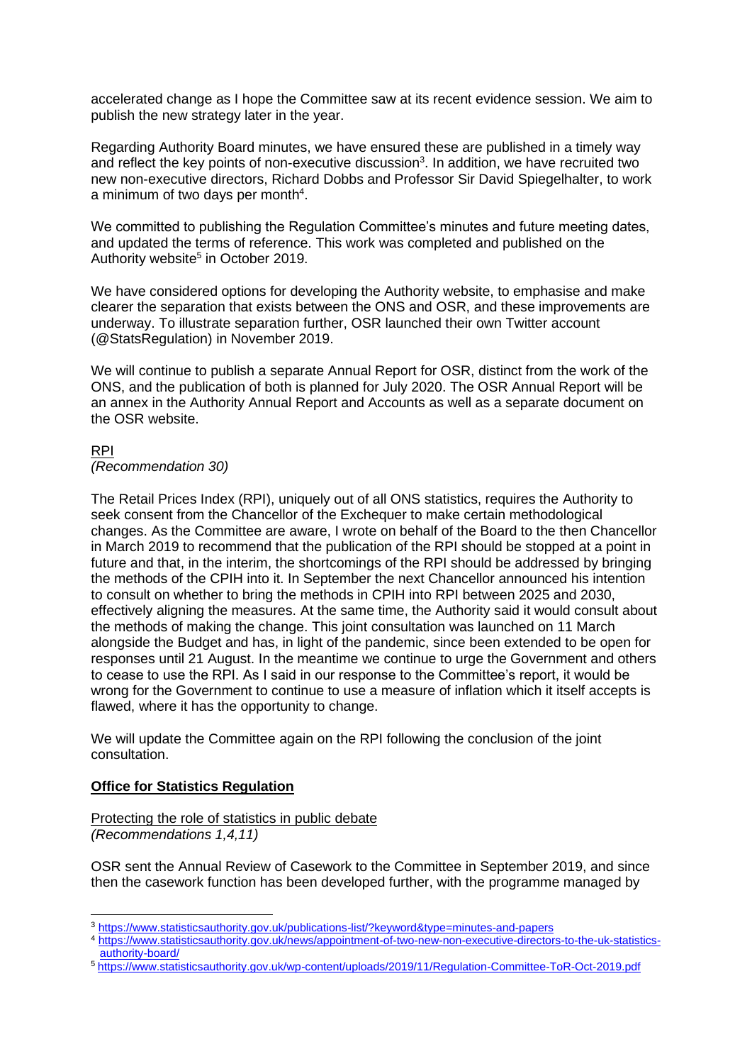accelerated change as I hope the Committee saw at its recent evidence session. We aim to publish the new strategy later in the year.

Regarding Authority Board minutes, we have ensured these are published in a timely way and reflect the key points of non-executive discussion[3]. In addition, we have recruited two new non-executive directors, Richard Dobbs and Professor Sir David Spiegelhalter, to work a minimum of two days per month[4].

We committed to publishing the Regulation Committee's minutes and future meeting dates, and updated the terms of reference. This work was completed and published on the Authority website[5] in October 2019.

We have considered options for developing the Authority website, to emphasise and make clearer the separation that exists between the ONS and OSR, and these improvements are underway. To illustrate separation further, OSR launched their own Twitter account (@StatsRegulation) in November 2019.

We will continue to publish a separate Annual Report for OSR, distinct from the work of the ONS, and the publication of both is planned for July 2020. The OSR Annual Report will be an annex in the Authority Annual Report and Accounts as well as a separate document on the OSR website.

RPI
*(Recommendation 30)*

The Retail Prices Index (RPI), uniquely out of all ONS statistics, requires the Authority to seek consent from the Chancellor of the Exchequer to make certain methodological changes. As the Committee are aware, I wrote on behalf of the Board to the then Chancellor in March 2019 to recommend that the publication of the RPI should be stopped at a point in future and that, in the interim, the shortcomings of the RPI should be addressed by bringing the methods of the CPIH into it. In September the next Chancellor announced his intention to consult on whether to bring the methods in CPIH into RPI between 2025 and 2030, effectively aligning the measures. At the same time, the Authority said it would consult about the methods of making the change. This joint consultation was launched on 11 March alongside the Budget and has, in light of the pandemic, since been extended to be open for responses until 21 August. In the meantime we continue to urge the Government and others to cease to use the RPI. As I said in our response to the Committee's report, it would be wrong for the Government to continue to use a measure of inflation which it itself accepts is flawed, where it has the opportunity to change.

We will update the Committee again on the RPI following the conclusion of the joint consultation.

**Office for Statistics Regulation**

Protecting the role of statistics in public debate
*(Recommendations 1,4,11)*

OSR sent the Annual Review of Casework to the Committee in September 2019, and since then the casework function has been developed further, with the programme managed by

---

[3] https://www.statisticsauthority.gov.uk/publications-list/?keyword&type=minutes-and-papers

[4] https://www.statisticsauthority.gov.uk/news/appointment-of-two-new-non-executive-directors-to-the-uk-statistics-authority-board/

[5] https://www.statisticsauthority.gov.uk/wp-content/uploads/2019/11/Regulation-Committee-ToR-Oct-2019.pdf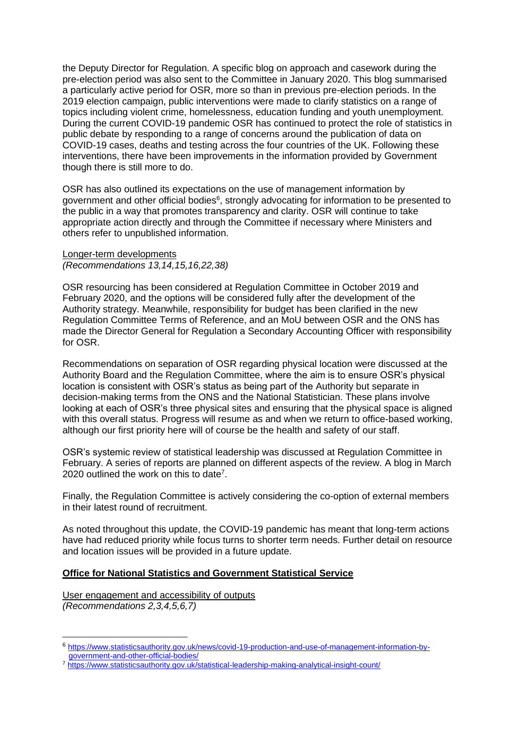the Deputy Director for Regulation. A specific blog on approach and casework during the pre-election period was also sent to the Committee in January 2020. This blog summarised a particularly active period for OSR, more so than in previous pre-election periods. In the 2019 election campaign, public interventions were made to clarify statistics on a range of topics including violent crime, homelessness, education funding and youth unemployment. During the current COVID-19 pandemic OSR has continued to protect the role of statistics in public debate by responding to a range of concerns around the publication of data on COVID-19 cases, deaths and testing across the four countries of the UK. Following these interventions, there have been improvements in the information provided by Government though there is still more to do.

OSR has also outlined its expectations on the use of management information by government and other official bodies[6], strongly advocating for information to be presented to the public in a way that promotes transparency and clarity. OSR will continue to take appropriate action directly and through the Committee if necessary where Ministers and others refer to unpublished information.

Longer-term developments
*(Recommendations 13,14,15,16,22,38)*

OSR resourcing has been considered at Regulation Committee in October 2019 and February 2020, and the options will be considered fully after the development of the Authority strategy. Meanwhile, responsibility for budget has been clarified in the new Regulation Committee Terms of Reference, and an MoU between OSR and the ONS has made the Director General for Regulation a Secondary Accounting Officer with responsibility for OSR.

Recommendations on separation of OSR regarding physical location were discussed at the Authority Board and the Regulation Committee, where the aim is to ensure OSR's physical location is consistent with OSR's status as being part of the Authority but separate in decision-making terms from the ONS and the National Statistician. These plans involve looking at each of OSR's three physical sites and ensuring that the physical space is aligned with this overall status. Progress will resume as and when we return to office-based working, although our first priority here will of course be the health and safety of our staff.

OSR's systemic review of statistical leadership was discussed at Regulation Committee in February. A series of reports are planned on different aspects of the review. A blog in March 2020 outlined the work on this to date[7].

Finally, the Regulation Committee is actively considering the co-option of external members in their latest round of recruitment.

As noted throughout this update, the COVID-19 pandemic has meant that long-term actions have had reduced priority while focus turns to shorter term needs. Further detail on resource and location issues will be provided in a future update.

**Office for National Statistics and Government Statistical Service**

User engagement and accessibility of outputs
*(Recommendations 2,3,4,5,6,7)*

---

[6] https://www.statisticsauthority.gov.uk/news/covid-19-production-and-use-of-management-information-by-government-and-other-official-bodies/

[7] https://www.statisticsauthority.gov.uk/statistical-leadership-making-analytical-insight-count/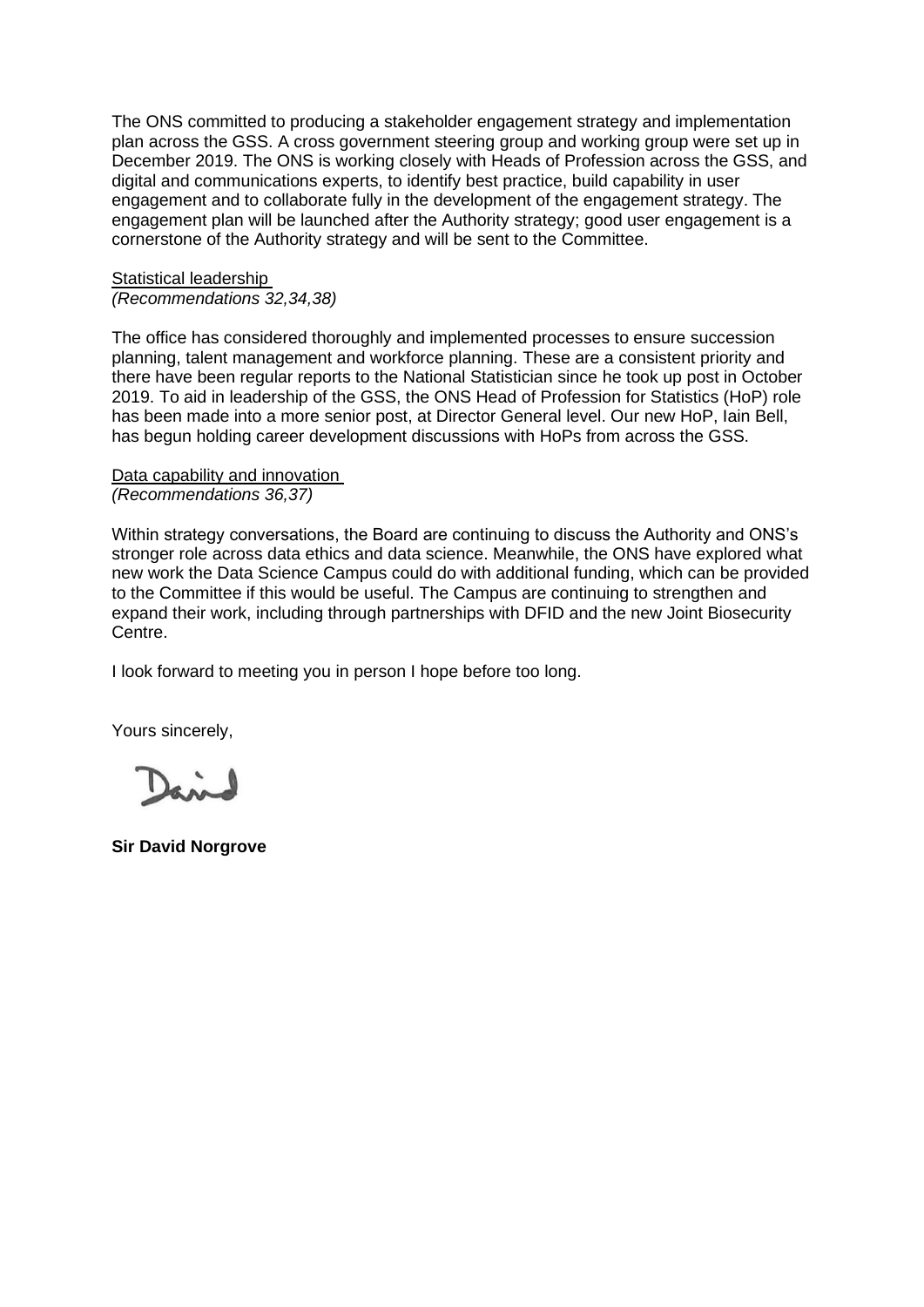The ONS committed to producing a stakeholder engagement strategy and implementation plan across the GSS. A cross government steering group and working group were set up in December 2019. The ONS is working closely with Heads of Profession across the GSS, and digital and communications experts, to identify best practice, build capability in user engagement and to collaborate fully in the development of the engagement strategy. The engagement plan will be launched after the Authority strategy; good user engagement is a cornerstone of the Authority strategy and will be sent to the Committee.

Statistical leadership
*(Recommendations 32,34,38)*

The office has considered thoroughly and implemented processes to ensure succession planning, talent management and workforce planning. These are a consistent priority and there have been regular reports to the National Statistician since he took up post in October 2019. To aid in leadership of the GSS, the ONS Head of Profession for Statistics (HoP) role has been made into a more senior post, at Director General level. Our new HoP, Iain Bell, has begun holding career development discussions with HoPs from across the GSS.

Data capability and innovation
*(Recommendations 36,37)*

Within strategy conversations, the Board are continuing to discuss the Authority and ONS's stronger role across data ethics and data science. Meanwhile, the ONS have explored what new work the Data Science Campus could do with additional funding, which can be provided to the Committee if this would be useful. The Campus are continuing to strengthen and expand their work, including through partnerships with DFID and the new Joint Biosecurity Centre.

I look forward to meeting you in person I hope before too long.

Yours sincerely,

David

**Sir David Norgrove**